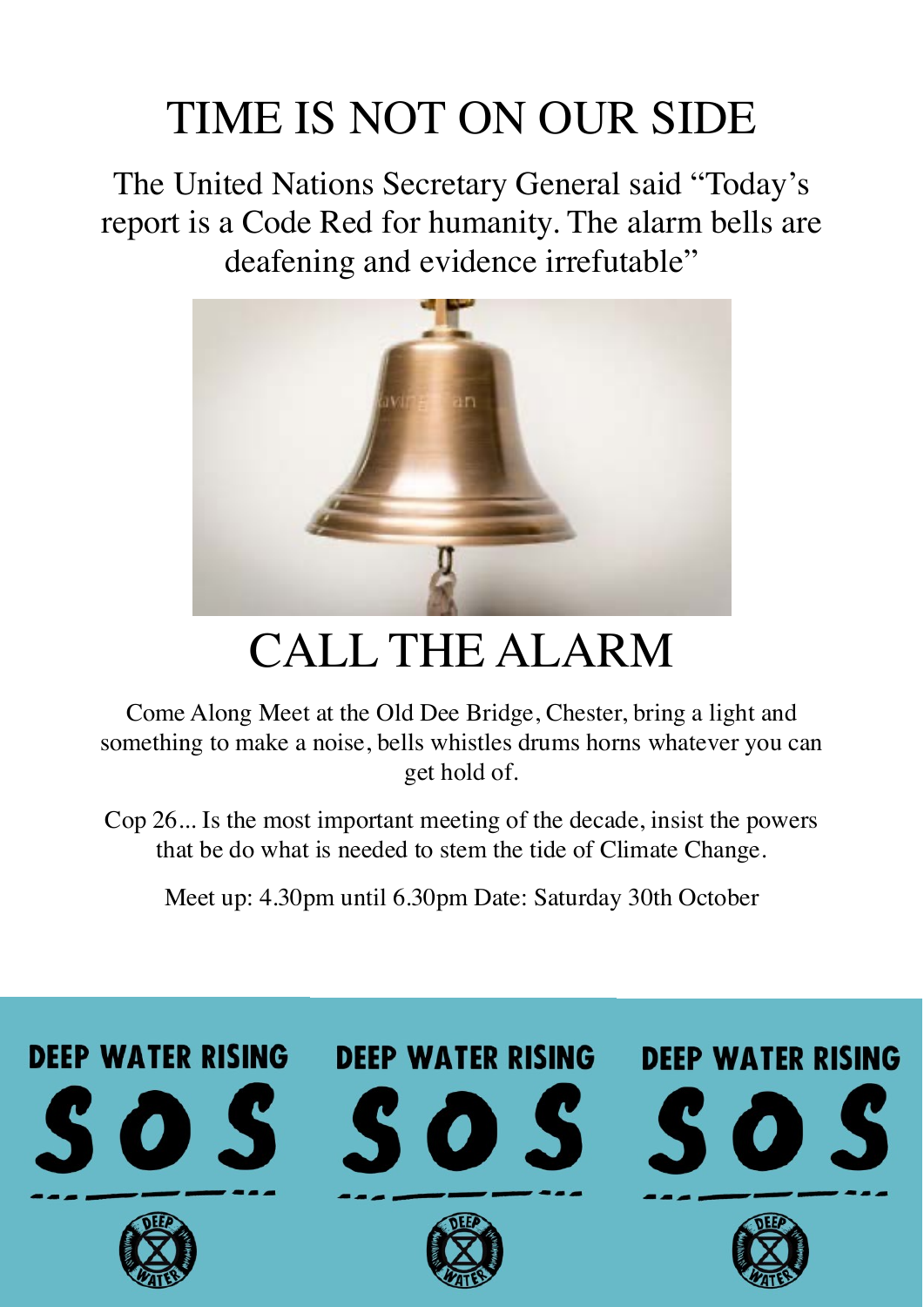# TIME IS NOT ON OUR SIDE

The United Nations Secretary General said "Today's report is a Code Red for humanity. The alarm bells are deafening and evidence irrefutable"

# CALL THE ALARM

Come Along Meet at the Old Dee Bridge, Chester, bring a light and something to make a noise, bells whistles drums horns whatever you can get hold of.

Cop 26... Is the most important meeting of the decade, insist the powers that be do what is needed to stem the tide of Climate Change.

Meet up: 4.30pm until 6.30pm Date: Saturday 30th October

DEEP WATER RISING

SOS

DEEP WATER

DEEP WATER RISING

SOS

DEEP WATER

DEEP WATER RISING

SOS

DEEP WATER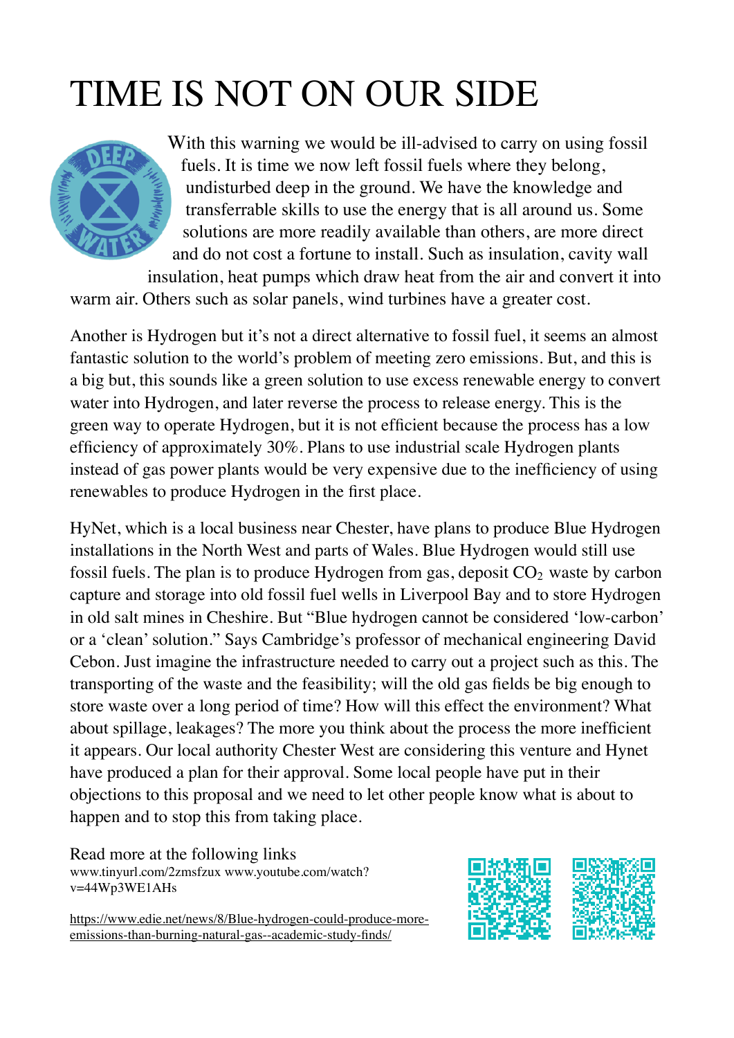# TIME IS NOT ON OUR SIDE

With this warning we would be ill-advised to carry on using fossil fuels. It is time we now left fossil fuels where they belong, undisturbed deep in the ground. We have the knowledge and transferrable skills to use the energy that is all around us. Some solutions are more readily available than others, are more direct and do not cost a fortune to install. Such as insulation, cavity wall insulation, heat pumps which draw heat from the air and convert it into warm air. Others such as solar panels, wind turbines have a greater cost.

Another is Hydrogen but it's not a direct alternative to fossil fuel, it seems an almost fantastic solution to the world's problem of meeting zero emissions. But, and this is a big but, this sounds like a green solution to use excess renewable energy to convert water into Hydrogen, and later reverse the process to release energy. This is the green way to operate Hydrogen, but it is not efficient because the process has a low efficiency of approximately 30%. Plans to use industrial scale Hydrogen plants instead of gas power plants would be very expensive due to the inefficiency of using renewables to produce Hydrogen in the first place.

HyNet, which is a local business near Chester, have plans to produce Blue Hydrogen installations in the North West and parts of Wales. Blue Hydrogen would still use fossil fuels. The plan is to produce Hydrogen from gas, deposit $CO_2$ waste by carbon capture and storage into old fossil fuel wells in Liverpool Bay and to store Hydrogen in old salt mines in Cheshire. But "Blue hydrogen cannot be considered 'low-carbon' or a 'clean' solution." Says Cambridge's professor of mechanical engineering David Cebon. Just imagine the infrastructure needed to carry out a project such as this. The transporting of the waste and the feasibility; will the old gas fields be big enough to store waste over a long period of time? How will this effect the environment? What about spillage, leakages? The more you think about the process the more inefficient it appears. Our local authority Chester West are considering this venture and Hynet have produced a plan for their approval. Some local people have put in their objections to this proposal and we need to let other people know what is about to happen and to stop this from taking place.

Read more at the following links
www.tinyurl.com/2zmsfzux www.youtube.com/watch?v=44Wp3WE1AHs

https://www.edie.net/news/8/Blue-hydrogen-could-produce-more-emissions-than-burning-natural-gas--academic-study-finds/